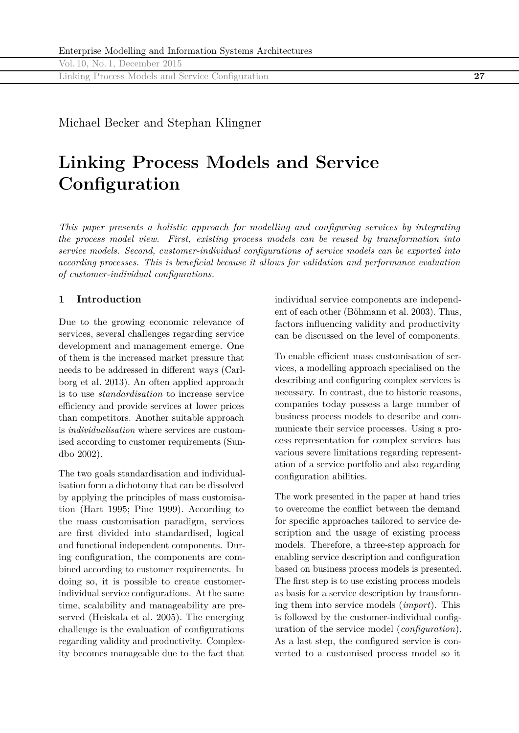Michael Becker and Stephan Klingner

# Linking Process Models and Service Configuration

*This paper presents a holistic approach for modelling and configuring services by integrating the process model view. First, existing process models can be reused by transformation into service models. Second, customer-individual configurations of service models can be exported into according processes. This is beneficial because it allows for validation and performance evaluation of customer-individual configurations.*

## 1 Introduction

Due to the growing economic relevance of services, several challenges regarding service development and management emerge. One of them is the increased market pressure that needs to be addressed in different ways (Carlborg et al. 2013). An often applied approach is to use *standardisation* to increase service efficiency and provide services at lower prices than competitors. Another suitable approach is *individualisation* where services are customised according to customer requirements (Sundbo 2002).

The two goals standardisation and individualisation form a dichotomy that can be dissolved by applying the principles of mass customisation (Hart 1995; Pine 1999). According to the mass customisation paradigm, services are first divided into standardised, logical and functional independent components. During configuration, the components are combined according to customer requirements. In doing so, it is possible to create customer-individual service configurations. At the same time, scalability and manageability are preserved (Heiskala et al. 2005). The emerging challenge is the evaluation of configurations regarding validity and productivity. Complexity becomes manageable due to the fact that individual service components are independent of each other (Böhmann et al. 2003). Thus, factors influencing validity and productivity can be discussed on the level of components.

To enable efficient mass customisation of services, a modelling approach specialised on the describing and configuring complex services is necessary. In contrast, due to historic reasons, companies today possess a large number of business process models to describe and communicate their service processes. Using a process representation for complex services has various severe limitations regarding representation of a service portfolio and also regarding configuration abilities.

The work presented in the paper at hand tries to overcome the conflict between the demand for specific approaches tailored to service description and the usage of existing process models. Therefore, a three-step approach for enabling service description and configuration based on business process models is presented. The first step is to use existing process models as basis for a service description by transforming them into service models (*import*). This is followed by the customer-individual configuration of the service model (*configuration*). As a last step, the configured service is converted to a customised process model so it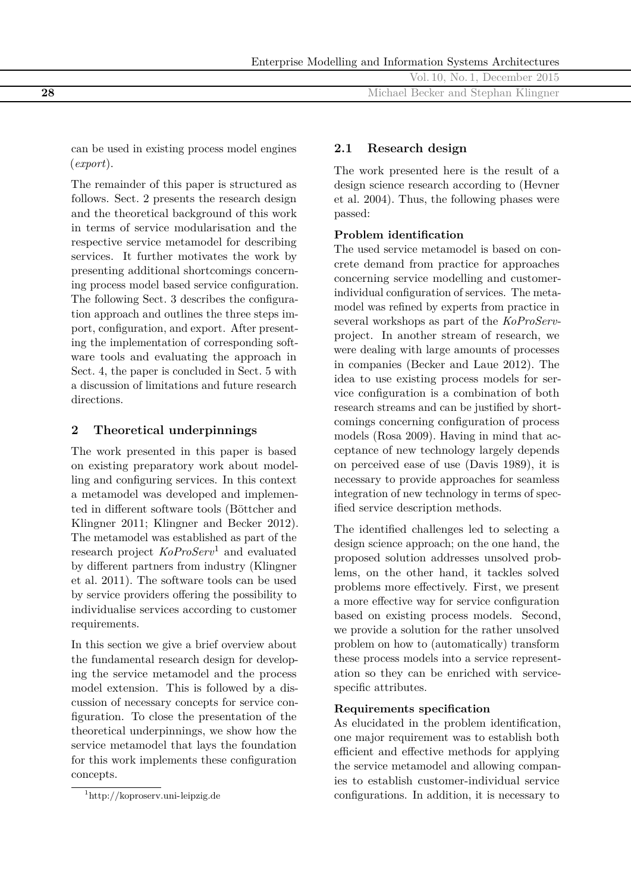can be used in existing process model engines (*export*).

The remainder of this paper is structured as follows. Sect. 2 presents the research design and the theoretical background of this work in terms of service modularisation and the respective service metamodel for describing services. It further motivates the work by presenting additional shortcomings concerning process model based service configuration. The following Sect. 3 describes the configuration approach and outlines the three steps import, configuration, and export. After presenting the implementation of corresponding software tools and evaluating the approach in Sect. 4, the paper is concluded in Sect. 5 with a discussion of limitations and future research directions.

## 2 Theoretical underpinnings

The work presented in this paper is based on existing preparatory work about modelling and configuring services. In this context a metamodel was developed and implemented in different software tools (Böttcher and Klingner 2011; Klingner and Becker 2012). The metamodel was established as part of the research project *KoProServ*[1] and evaluated by different partners from industry (Klingner et al. 2011). The software tools can be used by service providers offering the possibility to individualise services according to customer requirements.

In this section we give a brief overview about the fundamental research design for developing the service metamodel and the process model extension. This is followed by a discussion of necessary concepts for service configuration. To close the presentation of the theoretical underpinnings, we show how the service metamodel that lays the foundation for this work implements these configuration concepts.

[1] http://koproserv.uni-leipzig.de

### 2.1 Research design

The work presented here is the result of a design science research according to (Hevner et al. 2004). Thus, the following phases were passed:

**Problem identification**
The used service metamodel is based on concrete demand from practice for approaches concerning service modelling and customer-individual configuration of services. The metamodel was refined by experts from practice in several workshops as part of the *KoProServ*-project. In another stream of research, we were dealing with large amounts of processes in companies (Becker and Laue 2012). The idea to use existing process models for service configuration is a combination of both research streams and can be justified by shortcomings concerning configuration of process models (Rosa 2009). Having in mind that acceptance of new technology largely depends on perceived ease of use (Davis 1989), it is necessary to provide approaches for seamless integration of new technology in terms of specified service description methods.

The identified challenges led to selecting a design science approach; on the one hand, the proposed solution addresses unsolved problems, on the other hand, it tackles solved problems more effectively. First, we present a more effective way for service configuration based on existing process models. Second, we provide a solution for the rather unsolved problem on how to (automatically) transform these process models into a service representation so they can be enriched with service-specific attributes.

**Requirements specification**
As elucidated in the problem identification, one major requirement was to establish both efficient and effective methods for applying the service metamodel and allowing companies to establish customer-individual service configurations. In addition, it is necessary to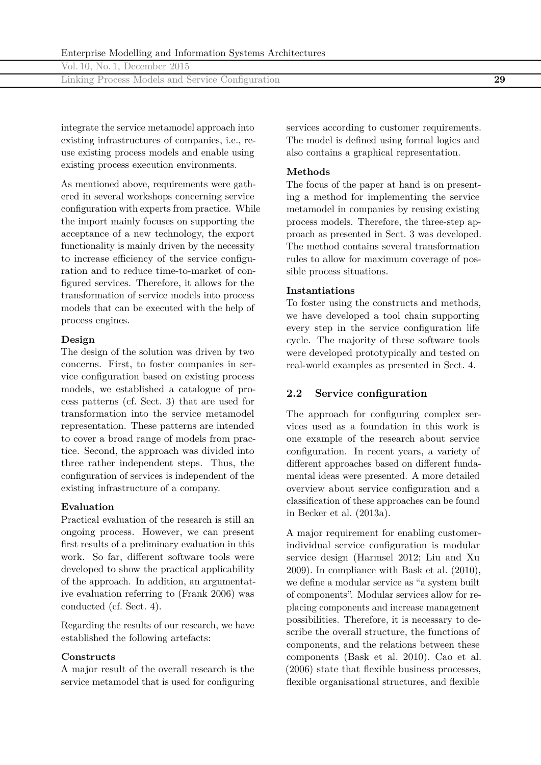integrate the service metamodel approach into existing infrastructures of companies, i.e., reuse existing process models and enable using existing process execution environments.

As mentioned above, requirements were gathered in several workshops concerning service configuration with experts from practice. While the import mainly focuses on supporting the acceptance of a new technology, the export functionality is mainly driven by the necessity to increase efficiency of the service configuration and to reduce time-to-market of configured services. Therefore, it allows for the transformation of service models into process models that can be executed with the help of process engines.

**Design**
The design of the solution was driven by two concerns. First, to foster companies in service configuration based on existing process models, we established a catalogue of process patterns (cf. Sect. 3) that are used for transformation into the service metamodel representation. These patterns are intended to cover a broad range of models from practice. Second, the approach was divided into three rather independent steps. Thus, the configuration of services is independent of the existing infrastructure of a company.

**Evaluation**
Practical evaluation of the research is still an ongoing process. However, we can present first results of a preliminary evaluation in this work. So far, different software tools were developed to show the practical applicability of the approach. In addition, an argumentative evaluation referring to (Frank 2006) was conducted (cf. Sect. 4).

Regarding the results of our research, we have established the following artefacts:

**Constructs**
A major result of the overall research is the service metamodel that is used for configuring services according to customer requirements. The model is defined using formal logics and also contains a graphical representation.

**Methods**
The focus of the paper at hand is on presenting a method for implementing the service metamodel in companies by reusing existing process models. Therefore, the three-step approach as presented in Sect. 3 was developed. The method contains several transformation rules to allow for maximum coverage of possible process situations.

**Instantiations**
To foster using the constructs and methods, we have developed a tool chain supporting every step in the service configuration life cycle. The majority of these software tools were developed prototypically and tested on real-world examples as presented in Sect. 4.

## 2.2 Service configuration

The approach for configuring complex services used as a foundation in this work is one example of the research about service configuration. In recent years, a variety of different approaches based on different fundamental ideas were presented. A more detailed overview about service configuration and a classification of these approaches can be found in Becker et al. (2013a).

A major requirement for enabling customer-individual service configuration is modular service design (Harmsel 2012; Liu and Xu 2009). In compliance with Bask et al. (2010), we define a modular service as "a system built of components". Modular services allow for replacing components and increase management possibilities. Therefore, it is necessary to describe the overall structure, the functions of components, and the relations between these components (Bask et al. 2010). Cao et al. (2006) state that flexible business processes, flexible organisational structures, and flexible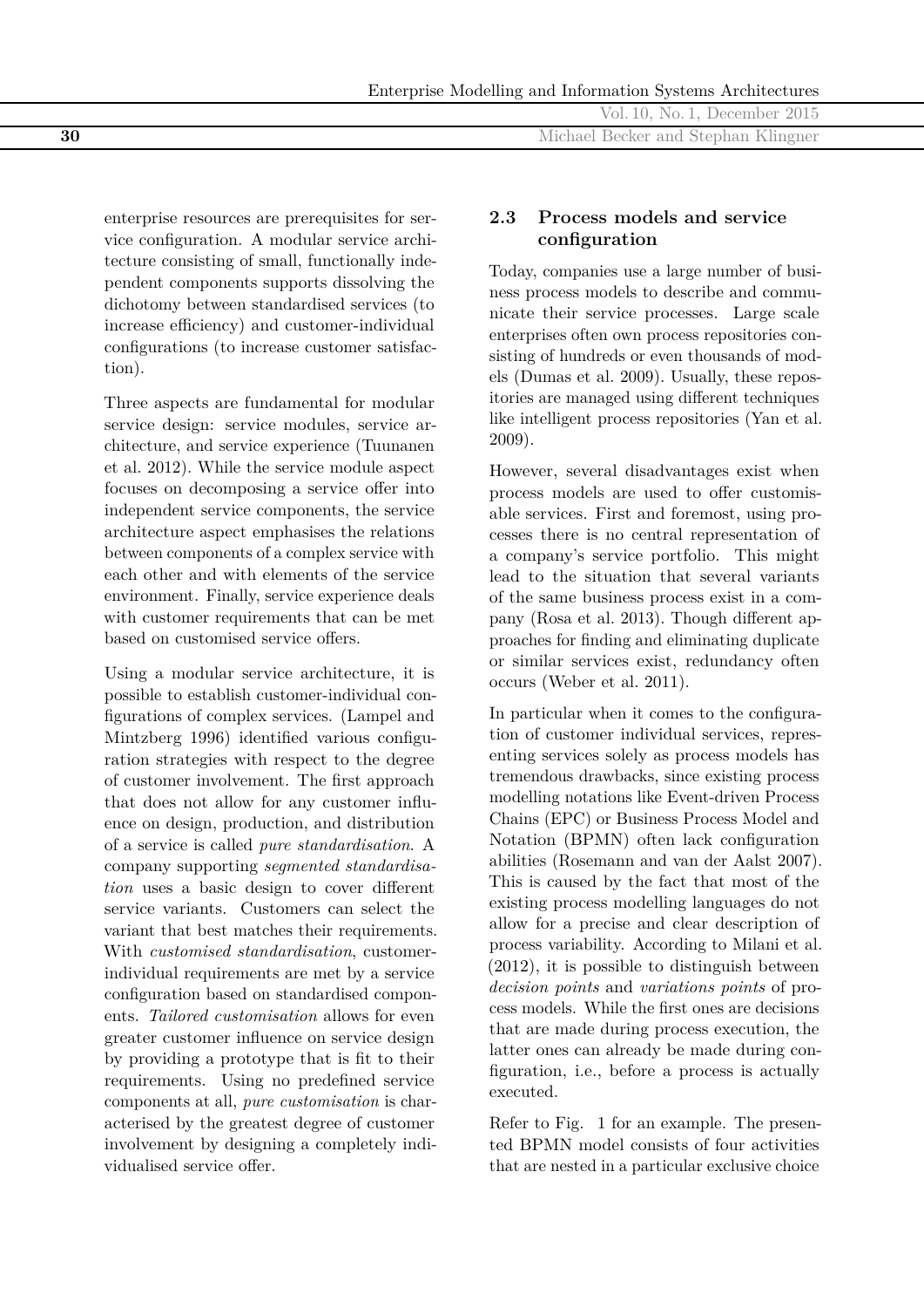enterprise resources are prerequisites for service configuration. A modular service architecture consisting of small, functionally independent components supports dissolving the dichotomy between standardised services (to increase efficiency) and customer-individual configurations (to increase customer satisfaction).

Three aspects are fundamental for modular service design: service modules, service architecture, and service experience (Tuunanen et al. 2012). While the service module aspect focuses on decomposing a service offer into independent service components, the service architecture aspect emphasises the relations between components of a complex service with each other and with elements of the service environment. Finally, service experience deals with customer requirements that can be met based on customised service offers.

Using a modular service architecture, it is possible to establish customer-individual configurations of complex services. (Lampel and Mintzberg 1996) identified various configuration strategies with respect to the degree of customer involvement. The first approach that does not allow for any customer influence on design, production, and distribution of a service is called *pure standardisation*. A company supporting *segmented standardisation* uses a basic design to cover different service variants. Customers can select the variant that best matches their requirements. With *customised standardisation*, customer-individual requirements are met by a service configuration based on standardised components. *Tailored customisation* allows for even greater customer influence on service design by providing a prototype that is fit to their requirements. Using no predefined service components at all, *pure customisation* is characterised by the greatest degree of customer involvement by designing a completely individualised service offer.

### 2.3 Process models and service configuration

Today, companies use a large number of business process models to describe and communicate their service processes. Large scale enterprises often own process repositories consisting of hundreds or even thousands of models (Dumas et al. 2009). Usually, these repositories are managed using different techniques like intelligent process repositories (Yan et al. 2009).

However, several disadvantages exist when process models are used to offer customisable services. First and foremost, using processes there is no central representation of a company's service portfolio. This might lead to the situation that several variants of the same business process exist in a company (Rosa et al. 2013). Though different approaches for finding and eliminating duplicate or similar services exist, redundancy often occurs (Weber et al. 2011).

In particular when it comes to the configuration of customer individual services, representing services solely as process models has tremendous drawbacks, since existing process modelling notations like Event-driven Process Chains (EPC) or Business Process Model and Notation (BPMN) often lack configuration abilities (Rosemann and van der Aalst 2007). This is caused by the fact that most of the existing process modelling languages do not allow for a precise and clear description of process variability. According to Milani et al. (2012), it is possible to distinguish between *decision points* and *variations points* of process models. While the first ones are decisions that are made during process execution, the latter ones can already be made during configuration, i.e., before a process is actually executed.

Refer to Fig. 1 for an example. The presented BPMN model consists of four activities that are nested in a particular exclusive choice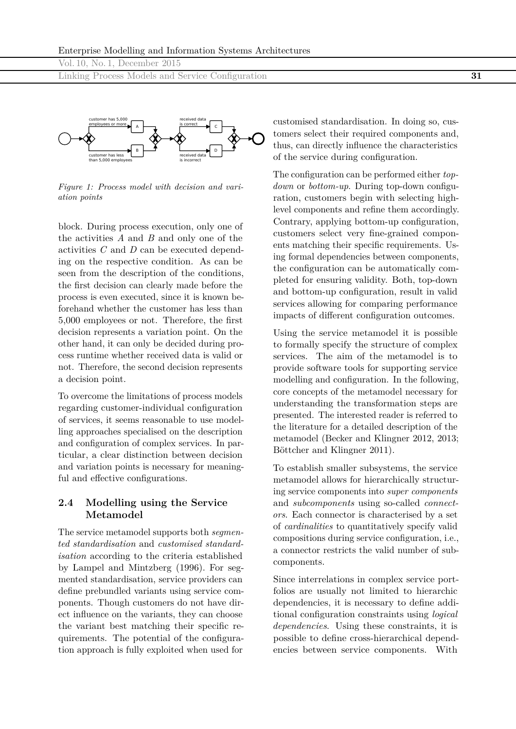*Figure 1: Process model with decision and variation points*

block. During process execution, only one of the activities $A$ and $B$ and only one of the activities $C$ and $D$ can be executed depending on the respective condition. As can be seen from the description of the conditions, the first decision can clearly made before the process is even executed, since it is known beforehand whether the customer has less than 5,000 employees or not. Therefore, the first decision represents a variation point. On the other hand, it can only be decided during process runtime whether received data is valid or not. Therefore, the second decision represents a decision point.

To overcome the limitations of process models regarding customer-individual configuration of services, it seems reasonable to use modelling approaches specialised on the description and configuration of complex services. In particular, a clear distinction between decision and variation points is necessary for meaningful and effective configurations.

### 2.4 Modelling using the Service Metamodel

The service metamodel supports both *segmented standardisation* and *customised standardisation* according to the criteria established by Lampel and Mintzberg (1996). For segmented standardisation, service providers can define prebundled variants using service components. Though customers do not have direct influence on the variants, they can choose the variant best matching their specific requirements. The potential of the configuration approach is fully exploited when used for customised standardisation. In doing so, customers select their required components and, thus, can directly influence the characteristics of the service during configuration.

The configuration can be performed either *top-down* or *bottom-up*. During top-down configuration, customers begin with selecting high-level components and refine them accordingly. Contrary, applying bottom-up configuration, customers select very fine-grained components matching their specific requirements. Using formal dependencies between components, the configuration can be automatically completed for ensuring validity. Both, top-down and bottom-up configuration, result in valid services allowing for comparing performance impacts of different configuration outcomes.

Using the service metamodel it is possible to formally specify the structure of complex services. The aim of the metamodel is to provide software tools for supporting service modelling and configuration. In the following, core concepts of the metamodel necessary for understanding the transformation steps are presented. The interested reader is referred to the literature for a detailed description of the metamodel (Becker and Klingner 2012, 2013; Böttcher and Klingner 2011).

To establish smaller subsystems, the service metamodel allows for hierarchically structuring service components into *super components* and *subcomponents* using so-called *connectors*. Each connector is characterised by a set of *cardinalities* to quantitatively specify valid compositions during service configuration, i.e., a connector restricts the valid number of subcomponents.

Since interrelations in complex service portfolios are usually not limited to hierarchic dependencies, it is necessary to define additional configuration constraints using *logical dependencies*. Using these constraints, it is possible to define cross-hierarchical dependencies between service components. With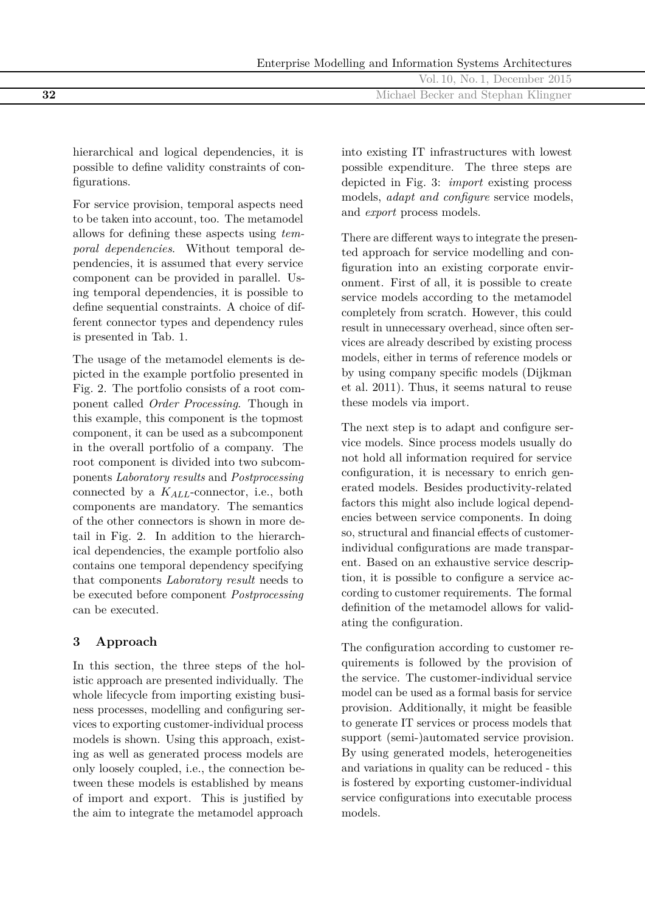hierarchical and logical dependencies, it is possible to define validity constraints of configurations.

For service provision, temporal aspects need to be taken into account, too. The metamodel allows for defining these aspects using *temporal dependencies*. Without temporal dependencies, it is assumed that every service component can be provided in parallel. Using temporal dependencies, it is possible to define sequential constraints. A choice of different connector types and dependency rules is presented in Tab. 1.

The usage of the metamodel elements is depicted in the example portfolio presented in Fig. 2. The portfolio consists of a root component called *Order Processing*. Though in this example, this component is the topmost component, it can be used as a subcomponent in the overall portfolio of a company. The root component is divided into two subcomponents *Laboratory results* and *Postprocessing* connected by a $K_{ALL}$-connector, i.e., both components are mandatory. The semantics of the other connectors is shown in more detail in Fig. 2. In addition to the hierarchical dependencies, the example portfolio also contains one temporal dependency specifying that components *Laboratory result* needs to be executed before component *Postprocessing* can be executed.

## 3 Approach

In this section, the three steps of the holistic approach are presented individually. The whole lifecycle from importing existing business processes, modelling and configuring services to exporting customer-individual process models is shown. Using this approach, existing as well as generated process models are only loosely coupled, i.e., the connection between these models is established by means of import and export. This is justified by the aim to integrate the metamodel approach into existing IT infrastructures with lowest possible expenditure. The three steps are depicted in Fig. 3: *import* existing process models, *adapt and configure* service models, and *export* process models.

There are different ways to integrate the presented approach for service modelling and configuration into an existing corporate environment. First of all, it is possible to create service models according to the metamodel completely from scratch. However, this could result in unnecessary overhead, since often services are already described by existing process models, either in terms of reference models or by using company specific models (Dijkman et al. 2011). Thus, it seems natural to reuse these models via import.

The next step is to adapt and configure service models. Since process models usually do not hold all information required for service configuration, it is necessary to enrich generated models. Besides productivity-related factors this might also include logical dependencies between service components. In doing so, structural and financial effects of customer-individual configurations are made transparent. Based on an exhaustive service description, it is possible to configure a service according to customer requirements. The formal definition of the metamodel allows for validating the configuration.

The configuration according to customer requirements is followed by the provision of the service. The customer-individual service model can be used as a formal basis for service provision. Additionally, it might be feasible to generate IT services or process models that support (semi-)automated service provision. By using generated models, heterogeneities and variations in quality can be reduced - this is fostered by exporting customer-individual service configurations into executable process models.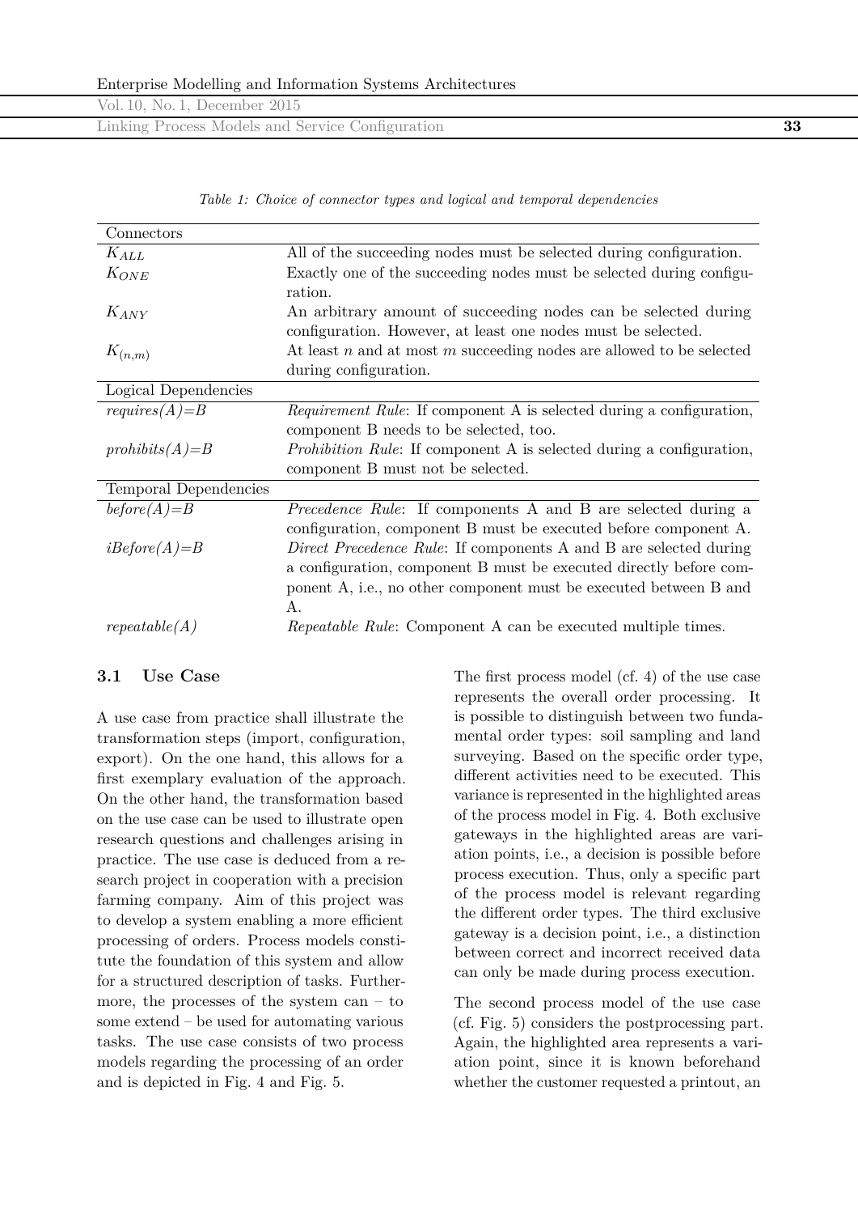Table 1: Choice of connector types and logical and temporal dependencies

| Connectors | |
|---|---|
| $K_{ALL}$ | All of the succeeding nodes must be selected during configuration. |
| $K_{ONE}$ | Exactly one of the succeeding nodes must be selected during configuration. |
| $K_{ANY}$ | An arbitrary amount of succeeding nodes can be selected during configuration. However, at least one nodes must be selected. |
| $K_{(n,m)}$ | At least $n$ and at most $m$ succeeding nodes are allowed to be selected during configuration. |
| **Logical Dependencies** | |
| *requires(A)=B* | *Requirement Rule*: If component A is selected during a configuration, component B needs to be selected, too. |
| *prohibits(A)=B* | *Prohibition Rule*: If component A is selected during a configuration, component B must not be selected. |
| **Temporal Dependencies** | |
| *before(A)=B* | *Precedence Rule*: If components A and B are selected during a configuration, component B must be executed before component A. |
| *iBefore(A)=B* | *Direct Precedence Rule*: If components A and B are selected during a configuration, component B must be executed directly before component A, i.e., no other component must be executed between B and A. |
| *repeatable(A)* | *Repeatable Rule*: Component A can be executed multiple times. |

### 3.1 Use Case

A use case from practice shall illustrate the transformation steps (import, configuration, export). On the one hand, this allows for a first exemplary evaluation of the approach. On the other hand, the transformation based on the use case can be used to illustrate open research questions and challenges arising in practice. The use case is deduced from a research project in cooperation with a precision farming company. Aim of this project was to develop a system enabling a more efficient processing of orders. Process models constitute the foundation of this system and allow for a structured description of tasks. Furthermore, the processes of the system can – to some extend – be used for automating various tasks. The use case consists of two process models regarding the processing of an order and is depicted in Fig. 4 and Fig. 5.

The first process model (cf. 4) of the use case represents the overall order processing. It is possible to distinguish between two fundamental order types: soil sampling and land surveying. Based on the specific order type, different activities need to be executed. This variance is represented in the highlighted areas of the process model in Fig. 4. Both exclusive gateways in the highlighted areas are variation points, i.e., a decision is possible before process execution. Thus, only a specific part of the process model is relevant regarding the different order types. The third exclusive gateway is a decision point, i.e., a distinction between correct and incorrect received data can only be made during process execution.

The second process model of the use case (cf. Fig. 5) considers the postprocessing part. Again, the highlighted area represents a variation point, since it is known beforehand whether the customer requested a printout, an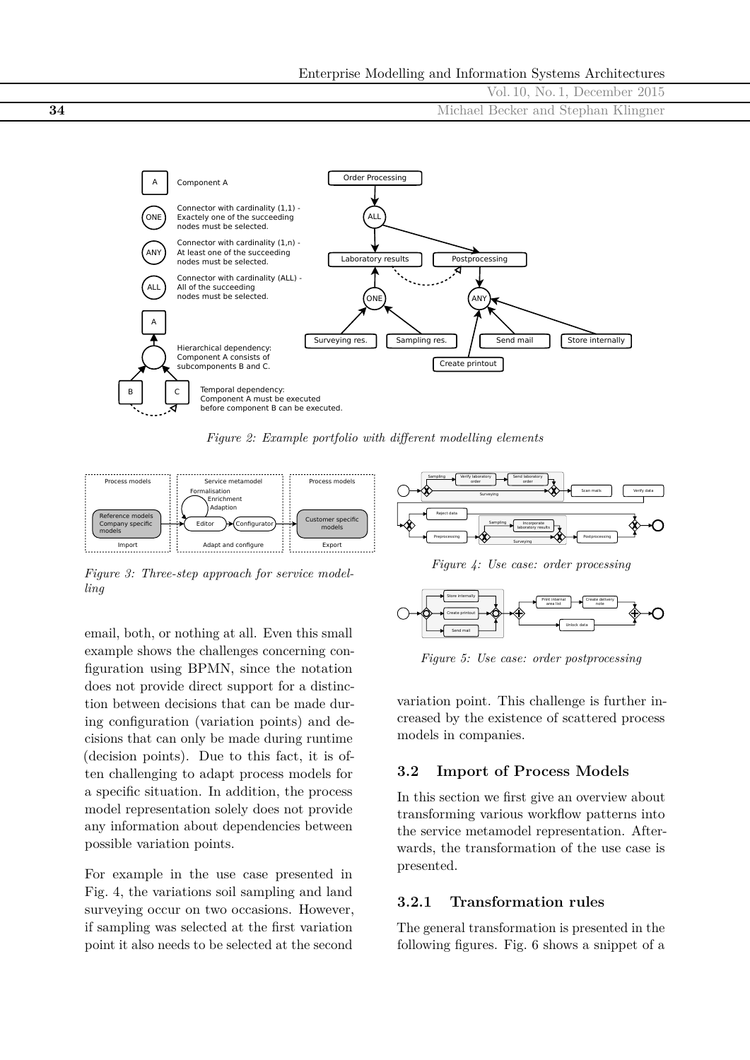*Figure 2: Example portfolio with different modelling elements*

*Figure 3: Three-step approach for service modelling*

*Figure 4: Use case: order processing*

*Figure 5: Use case: order postprocessing*

email, both, or nothing at all. Even this small example shows the challenges concerning configuration using BPMN, since the notation does not provide direct support for a distinction between decisions that can be made during configuration (variation points) and decisions that can only be made during runtime (decision points). Due to this fact, it is often challenging to adapt process models for a specific situation. In addition, the process model representation solely does not provide any information about dependencies between possible variation points.

For example in the use case presented in Fig. 4, the variations soil sampling and land surveying occur on two occasions. However, if sampling was selected at the first variation point it also needs to be selected at the second variation point. This challenge is further increased by the existence of scattered process models in companies.

## 3.2 Import of Process Models

In this section we first give an overview about transforming various workflow patterns into the service metamodel representation. Afterwards, the transformation of the use case is presented.

### 3.2.1 Transformation rules

The general transformation is presented in the following figures. Fig. 6 shows a snippet of a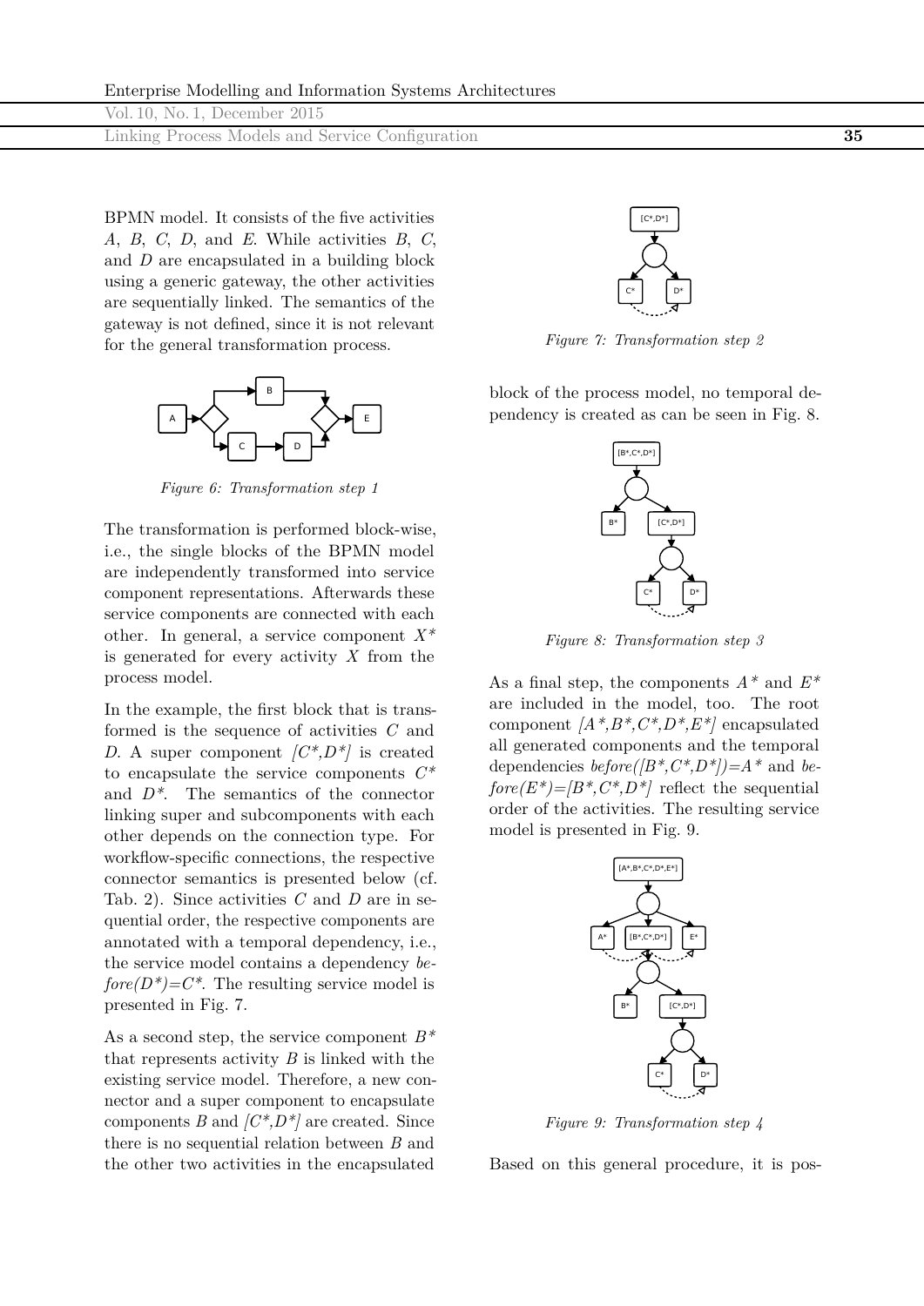BPMN model. It consists of the five activities *A*, *B*, *C*, *D*, and *E*. While activities *B*, *C*, and *D* are encapsulated in a building block using a generic gateway, the other activities are sequentially linked. The semantics of the gateway is not defined, since it is not relevant for the general transformation process.

*Figure 6: Transformation step 1*

The transformation is performed block-wise, i.e., the single blocks of the BPMN model are independently transformed into service component representations. Afterwards these service components are connected with each other. In general, a service component *X\** is generated for every activity *X* from the process model.

In the example, the first block that is transformed is the sequence of activities *C* and *D*. A super component *[C\*,D\*]* is created to encapsulate the service components *C\** and *D\**. The semantics of the connector linking super and subcomponents with each other depends on the connection type. For workflow-specific connections, the respective connector semantics is presented below (cf. Tab. 2). Since activities *C* and *D* are in sequential order, the respective components are annotated with a temporal dependency, i.e., the service model contains a dependency *before(D\*)=C\**. The resulting service model is presented in Fig. 7.

As a second step, the service component *B\** that represents activity *B* is linked with the existing service model. Therefore, a new connector and a super component to encapsulate components *B* and *[C\*,D\*]* are created. Since there is no sequential relation between *B* and the other two activities in the encapsulated

*Figure 7: Transformation step 2*

block of the process model, no temporal dependency is created as can be seen in Fig. 8.

*Figure 8: Transformation step 3*

As a final step, the components *A\** and *E\** are included in the model, too. The root component *[A\*,B\*,C\*,D\*,E\*]* encapsulated all generated components and the temporal dependencies *before([B\*,C\*,D\*])=A\** and *before(E\*)=[B\*,C\*,D\*]* reflect the sequential order of the activities. The resulting service model is presented in Fig. 9.

*Figure 9: Transformation step 4*

Based on this general procedure, it is pos-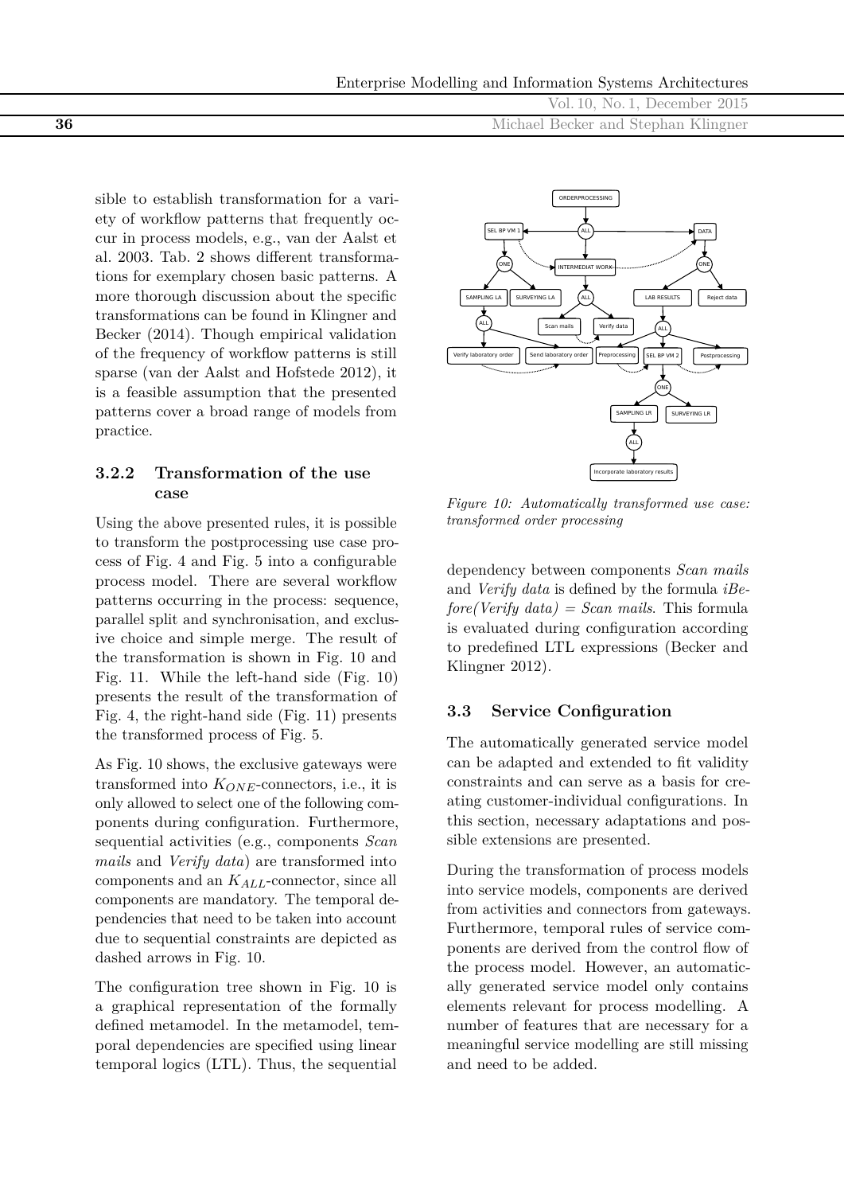sible to establish transformation for a variety of workflow patterns that frequently occur in process models, e.g., van der Aalst et al. 2003. Tab. 2 shows different transformations for exemplary chosen basic patterns. A more thorough discussion about the specific transformations can be found in Klingner and Becker (2014). Though empirical validation of the frequency of workflow patterns is still sparse (van der Aalst and Hofstede 2012), it is a feasible assumption that the presented patterns cover a broad range of models from practice.

### 3.2.2 Transformation of the use case

Using the above presented rules, it is possible to transform the postprocessing use case process of Fig. 4 and Fig. 5 into a configurable process model. There are several workflow patterns occurring in the process: sequence, parallel split and synchronisation, and exclusive choice and simple merge. The result of the transformation is shown in Fig. 10 and Fig. 11. While the left-hand side (Fig. 10) presents the result of the transformation of Fig. 4, the right-hand side (Fig. 11) presents the transformed process of Fig. 5.

As Fig. 10 shows, the exclusive gateways were transformed into $K_{ONE}$-connectors, i.e., it is only allowed to select one of the following components during configuration. Furthermore, sequential activities (e.g., components *Scan mails* and *Verify data*) are transformed into components and an $K_{ALL}$-connector, since all components are mandatory. The temporal dependencies that need to be taken into account due to sequential constraints are depicted as dashed arrows in Fig. 10.

The configuration tree shown in Fig. 10 is a graphical representation of the formally defined metamodel. In the metamodel, temporal dependencies are specified using linear temporal logics (LTL). Thus, the sequential

*Figure 10: Automatically transformed use case: transformed order processing*

dependency between components *Scan mails* and *Verify data* is defined by the formula *iBefore(Verify data) = Scan mails*. This formula is evaluated during configuration according to predefined LTL expressions (Becker and Klingner 2012).

## 3.3 Service Configuration

The automatically generated service model can be adapted and extended to fit validity constraints and can serve as a basis for creating customer-individual configurations. In this section, necessary adaptations and possible extensions are presented.

During the transformation of process models into service models, components are derived from activities and connectors from gateways. Furthermore, temporal rules of service components are derived from the control flow of the process model. However, an automatically generated service model only contains elements relevant for process modelling. A number of features that are necessary for a meaningful service modelling are still missing and need to be added.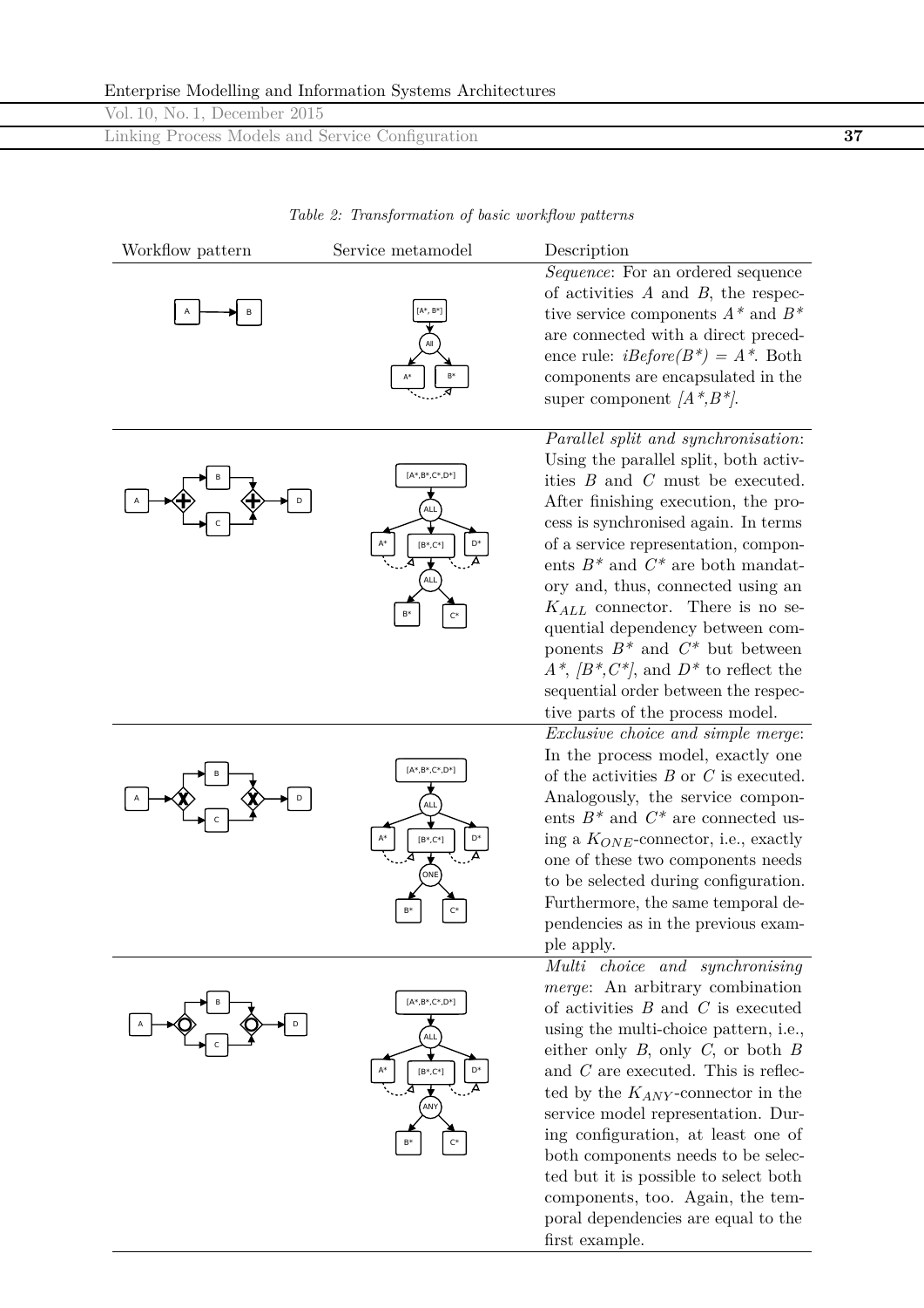Table 2: Transformation of basic workflow patterns

| Workflow pattern | Service metamodel | Description |
|---|---|---|
| | | *Sequence*: For an ordered sequence of activities $A$ and $B$, the respective service components $A^*$ and $B^*$ are connected with a direct precedence rule: *iBefore(B\*) = A\**. Both components are encapsulated in the super component *[A\*,B\*]*. |
| | | *Parallel split and synchronisation*: Using the parallel split, both activities $B$ and $C$ must be executed. After finishing execution, the process is synchronised again. In terms of a service representation, components $B^*$ and $C^*$ are both mandatory and, thus, connected using an $K_{ALL}$ connector. There is no sequential dependency between components $B^*$ and $C^*$ but between $A^*$, *[B\*,C\*]*, and $D^*$ to reflect the sequential order between the respective parts of the process model. |
| | | *Exclusive choice and simple merge*: In the process model, exactly one of the activities $B$ or $C$ is executed. Analogously, the service components $B^*$ and $C^*$ are connected using a $K_{ONE}$-connector, i.e., exactly one of these two components needs to be selected during configuration. Furthermore, the same temporal dependencies as in the previous example apply. |
| | | *Multi choice and synchronising merge*: An arbitrary combination of activities $B$ and $C$ is executed using the multi-choice pattern, i.e., either only $B$, only $C$, or both $B$ and $C$ are executed. This is reflected by the $K_{ANY}$-connector in the service model representation. During configuration, at least one of both components needs to be selected but it is possible to select both components, too. Again, the temporal dependencies are equal to the first example. |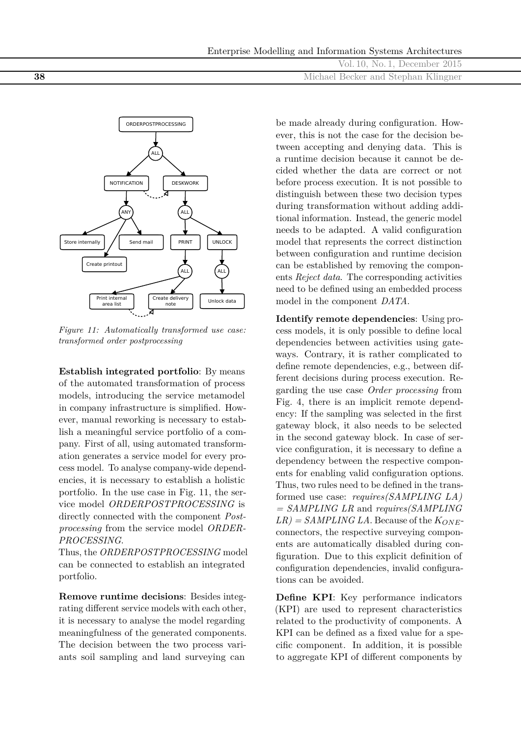*Figure 11: Automatically transformed use case: transformed order postprocessing*

**Establish integrated portfolio**: By means of the automated transformation of process models, introducing the service metamodel in company infrastructure is simplified. However, manual reworking is necessary to establish a meaningful service portfolio of a company. First of all, using automated transformation generates a service model for every process model. To analyse company-wide dependencies, it is necessary to establish a holistic portfolio. In the use case in Fig. 11, the service model *ORDERPOSTPROCESSING* is directly connected with the component *Postprocessing* from the service model *ORDERPROCESSING*.

Thus, the *ORDERPOSTPROCESSING* model can be connected to establish an integrated portfolio.

**Remove runtime decisions**: Besides integrating different service models with each other, it is necessary to analyse the model regarding meaningfulness of the generated components. The decision between the two process variants soil sampling and land surveying can be made already during configuration. However, this is not the case for the decision between accepting and denying data. This is a runtime decision because it cannot be decided whether the data are correct or not before process execution. It is not possible to distinguish between these two decision types during transformation without adding additional information. Instead, the generic model needs to be adapted. A valid configuration model that represents the correct distinction between configuration and runtime decision can be established by removing the components *Reject data*. The corresponding activities need to be defined using an embedded process model in the component *DATA*.

**Identify remote dependencies**: Using process models, it is only possible to define local dependencies between activities using gateways. Contrary, it is rather complicated to define remote dependencies, e.g., between different decisions during process execution. Regarding the use case *Order processing* from Fig. 4, there is an implicit remote dependency: If the sampling was selected in the first gateway block, it also needs to be selected in the second gateway block. In case of service configuration, it is necessary to define a dependency between the respective components for enabling valid configuration options. Thus, two rules need to be defined in the transformed use case: *requires(SAMPLING LA) = SAMPLING LR* and *requires(SAMPLING LR) = SAMPLING LA*. Because of the $K_{ONE}$-connectors, the respective surveying components are automatically disabled during configuration. Due to this explicit definition of configuration dependencies, invalid configurations can be avoided.

**Define KPI**: Key performance indicators (KPI) are used to represent characteristics related to the productivity of components. A KPI can be defined as a fixed value for a specific component. In addition, it is possible to aggregate KPI of different components by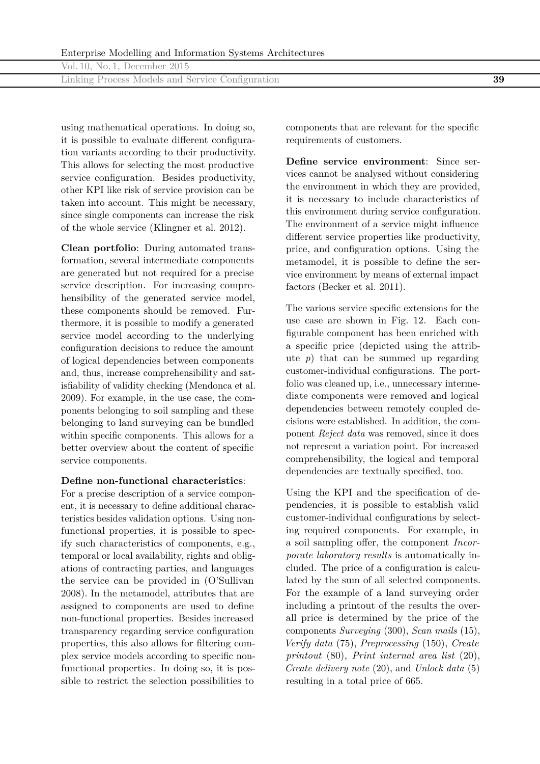using mathematical operations. In doing so, it is possible to evaluate different configuration variants according to their productivity. This allows for selecting the most productive service configuration. Besides productivity, other KPI like risk of service provision can be taken into account. This might be necessary, since single components can increase the risk of the whole service (Klingner et al. 2012).

**Clean portfolio**: During automated transformation, several intermediate components are generated but not required for a precise service description. For increasing comprehensibility of the generated service model, these components should be removed. Furthermore, it is possible to modify a generated service model according to the underlying configuration decisions to reduce the amount of logical dependencies between components and, thus, increase comprehensibility and satisfiability of validity checking (Mendonca et al. 2009). For example, in the use case, the components belonging to soil sampling and these belonging to land surveying can be bundled within specific components. This allows for a better overview about the content of specific service components.

**Define non-functional characteristics**: For a precise description of a service component, it is necessary to define additional characteristics besides validation options. Using non-functional properties, it is possible to specify such characteristics of components, e.g., temporal or local availability, rights and obligations of contracting parties, and languages the service can be provided in (O'Sullivan 2008). In the metamodel, attributes that are assigned to components are used to define non-functional properties. Besides increased transparency regarding service configuration properties, this also allows for filtering complex service models according to specific non-functional properties. In doing so, it is possible to restrict the selection possibilities to components that are relevant for the specific requirements of customers.

**Define service environment**: Since services cannot be analysed without considering the environment in which they are provided, it is necessary to include characteristics of this environment during service configuration. The environment of a service might influence different service properties like productivity, price, and configuration options. Using the metamodel, it is possible to define the service environment by means of external impact factors (Becker et al. 2011).

The various service specific extensions for the use case are shown in Fig. 12. Each configurable component has been enriched with a specific price (depicted using the attribute $p$) that can be summed up regarding customer-individual configurations. The portfolio was cleaned up, i.e., unnecessary intermediate components were removed and logical dependencies between remotely coupled decisions were established. In addition, the component *Reject data* was removed, since it does not represent a variation point. For increased comprehensibility, the logical and temporal dependencies are textually specified, too.

Using the KPI and the specification of dependencies, it is possible to establish valid customer-individual configurations by selecting required components. For example, in a soil sampling offer, the component *Incorporate laboratory results* is automatically included. The price of a configuration is calculated by the sum of all selected components. For the example of a land surveying order including a printout of the results the overall price is determined by the price of the components *Surveying* (300), *Scan mails* (15), *Verify data* (75), *Preprocessing* (150), *Create printout* (80), *Print internal area list* (20), *Create delivery note* (20), and *Unlock data* (5) resulting in a total price of 665.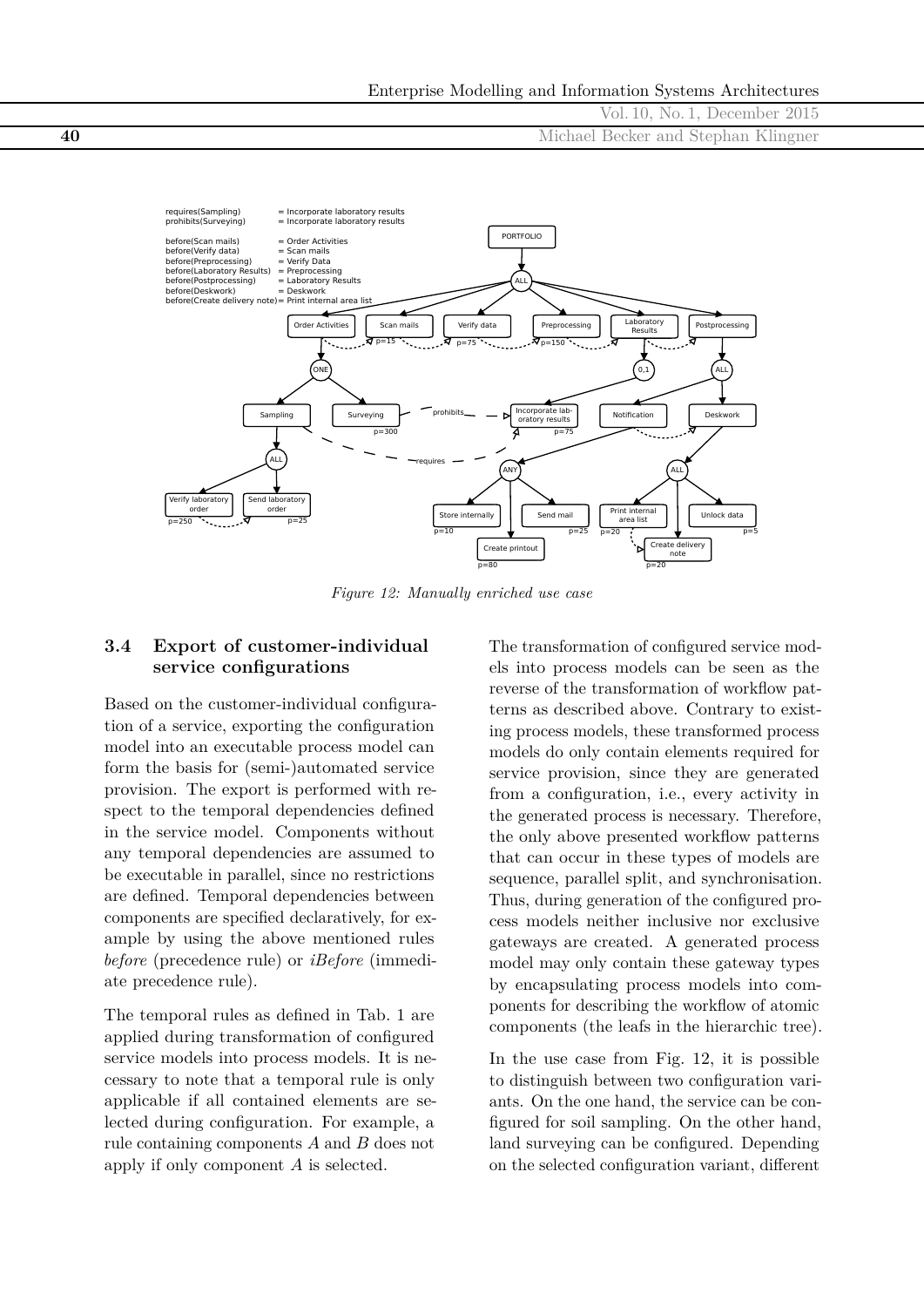Figure 12: Manually enriched use case

### 3.4 Export of customer-individual service configurations

Based on the customer-individual configuration of a service, exporting the configuration model into an executable process model can form the basis for (semi-)automated service provision. The export is performed with respect to the temporal dependencies defined in the service model. Components without any temporal dependencies are assumed to be executable in parallel, since no restrictions are defined. Temporal dependencies between components are specified declaratively, for example by using the above mentioned rules *before* (precedence rule) or *iBefore* (immediate precedence rule).

The temporal rules as defined in Tab. 1 are applied during transformation of configured service models into process models. It is necessary to note that a temporal rule is only applicable if all contained elements are selected during configuration. For example, a rule containing components $A$ and $B$ does not apply if only component $A$ is selected.

The transformation of configured service models into process models can be seen as the reverse of the transformation of workflow patterns as described above. Contrary to existing process models, these transformed process models do only contain elements required for service provision, since they are generated from a configuration, i.e., every activity in the generated process is necessary. Therefore, the only above presented workflow patterns that can occur in these types of models are sequence, parallel split, and synchronisation. Thus, during generation of the configured process models neither inclusive nor exclusive gateways are created. A generated process model may only contain these gateway types by encapsulating process models into components for describing the workflow of atomic components (the leafs in the hierarchic tree).

In the use case from Fig. 12, it is possible to distinguish between two configuration variants. On the one hand, the service can be configured for soil sampling. On the other hand, land surveying can be configured. Depending on the selected configuration variant, different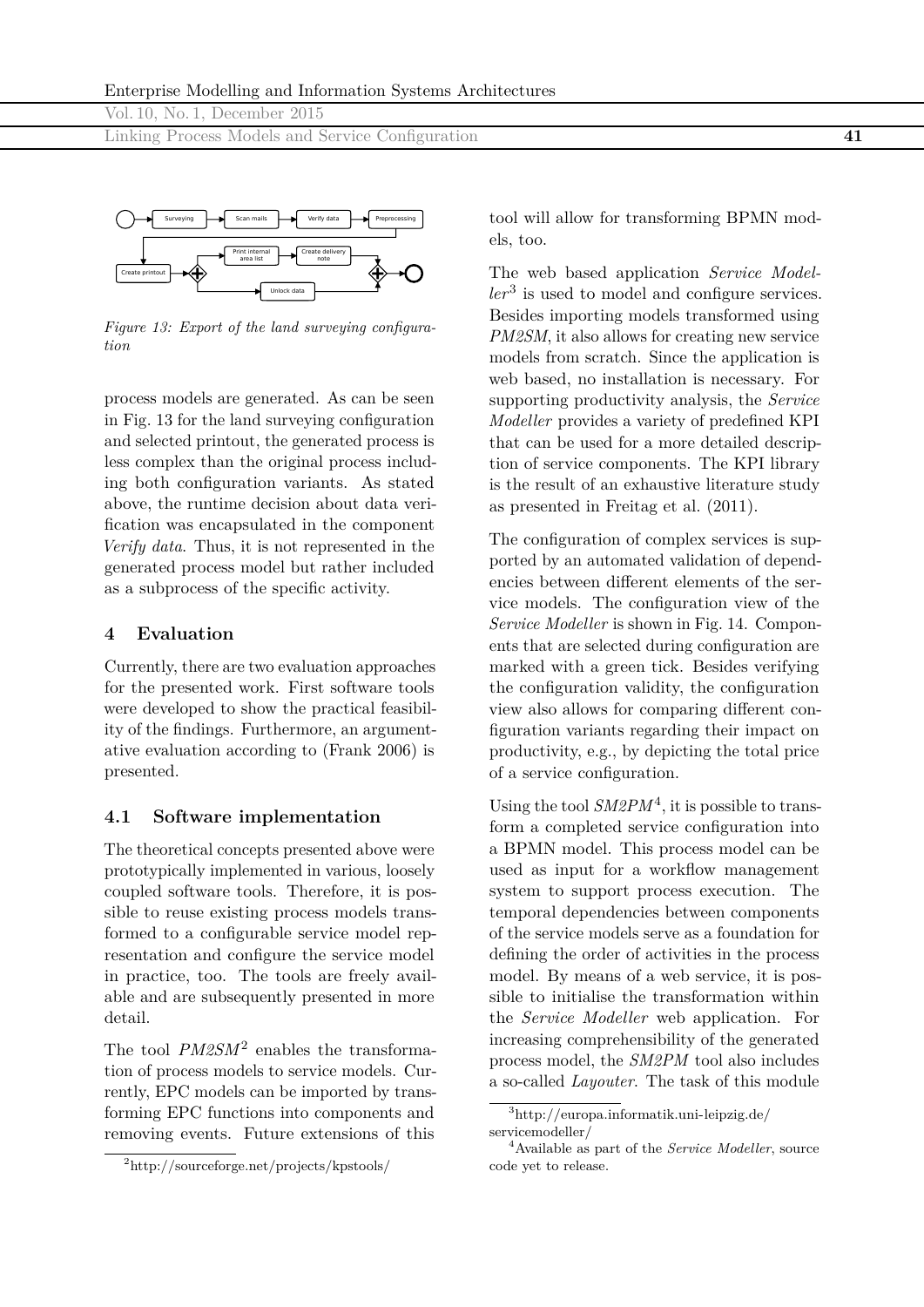Figure 13: Export of the land surveying configuration

process models are generated. As can be seen in Fig. 13 for the land surveying configuration and selected printout, the generated process is less complex than the original process including both configuration variants. As stated above, the runtime decision about data verification was encapsulated in the component *Verify data*. Thus, it is not represented in the generated process model but rather included as a subprocess of the specific activity.

## 4 Evaluation

Currently, there are two evaluation approaches for the presented work. First software tools were developed to show the practical feasibility of the findings. Furthermore, an argumentative evaluation according to (Frank 2006) is presented.

### 4.1 Software implementation

The theoretical concepts presented above were prototypically implemented in various, loosely coupled software tools. Therefore, it is possible to reuse existing process models transformed to a configurable service model representation and configure the service model in practice, too. The tools are freely available and are subsequently presented in more detail.

The tool *PM2SM*[2] enables the transformation of process models to service models. Currently, EPC models can be imported by transforming EPC functions into components and removing events. Future extensions of this tool will allow for transforming BPMN models, too.

The web based application *Service Modeller*[3] is used to model and configure services. Besides importing models transformed using *PM2SM*, it also allows for creating new service models from scratch. Since the application is web based, no installation is necessary. For supporting productivity analysis, the *Service Modeller* provides a variety of predefined KPI that can be used for a more detailed description of service components. The KPI library is the result of an exhaustive literature study as presented in Freitag et al. (2011).

The configuration of complex services is supported by an automated validation of dependencies between different elements of the service models. The configuration view of the *Service Modeller* is shown in Fig. 14. Components that are selected during configuration are marked with a green tick. Besides verifying the configuration validity, the configuration view also allows for comparing different configuration variants regarding their impact on productivity, e.g., by depicting the total price of a service configuration.

Using the tool *SM2PM*[4], it is possible to transform a completed service configuration into a BPMN model. This process model can be used as input for a workflow management system to support process execution. The temporal dependencies between components of the service models serve as a foundation for defining the order of activities in the process model. By means of a web service, it is possible to initialise the transformation within the *Service Modeller* web application. For increasing comprehensibility of the generated process model, the *SM2PM* tool also includes a so-called *Layouter*. The task of this module

[2] http://sourceforge.net/projects/kpstools/

[3] http://europa.informatik.uni-leipzig.de/servicemodeller/

[4] Available as part of the *Service Modeller*, source code yet to release.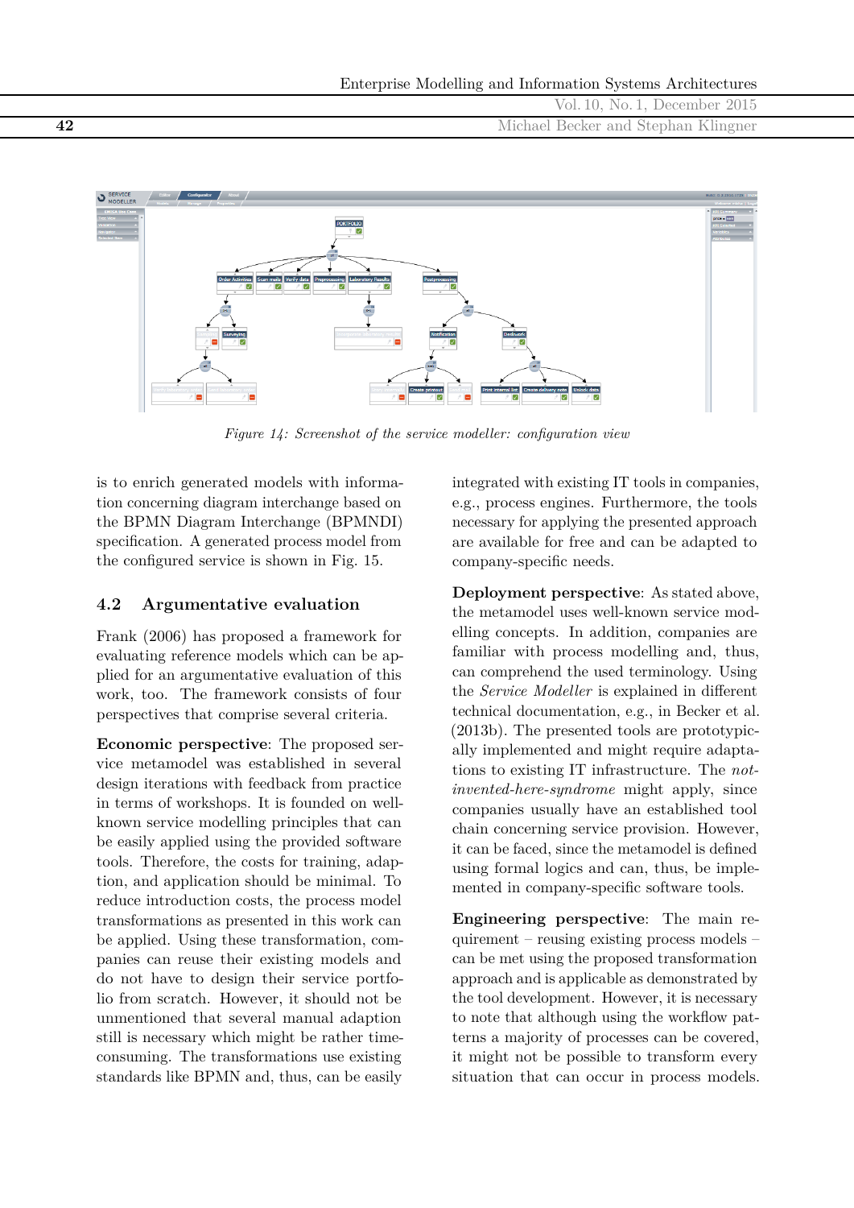*Figure 14: Screenshot of the service modeller: configuration view*

is to enrich generated models with information concerning diagram interchange based on the BPMN Diagram Interchange (BPMNDI) specification. A generated process model from the configured service is shown in Fig. 15.

## 4.2 Argumentative evaluation

Frank (2006) has proposed a framework for evaluating reference models which can be applied for an argumentative evaluation of this work, too. The framework consists of four perspectives that comprise several criteria.

**Economic perspective**: The proposed service metamodel was established in several design iterations with feedback from practice in terms of workshops. It is founded on well-known service modelling principles that can be easily applied using the provided software tools. Therefore, the costs for training, adaption, and application should be minimal. To reduce introduction costs, the process model transformations as presented in this work can be applied. Using these transformation, companies can reuse their existing models and do not have to design their service portfolio from scratch. However, it should not be unmentioned that several manual adaption still is necessary which might be rather time-consuming. The transformations use existing standards like BPMN and, thus, can be easily integrated with existing IT tools in companies, e.g., process engines. Furthermore, the tools necessary for applying the presented approach are available for free and can be adapted to company-specific needs.

**Deployment perspective**: As stated above, the metamodel uses well-known service modelling concepts. In addition, companies are familiar with process modelling and, thus, can comprehend the used terminology. Using the *Service Modeller* is explained in different technical documentation, e.g., in Becker et al. (2013b). The presented tools are prototypically implemented and might require adaptations to existing IT infrastructure. The *not-invented-here-syndrome* might apply, since companies usually have an established tool chain concerning service provision. However, it can be faced, since the metamodel is defined using formal logics and can, thus, be implemented in company-specific software tools.

**Engineering perspective**: The main requirement – reusing existing process models – can be met using the proposed transformation approach and is applicable as demonstrated by the tool development. However, it is necessary to note that although using the workflow patterns a majority of processes can be covered, it might not be possible to transform every situation that can occur in process models.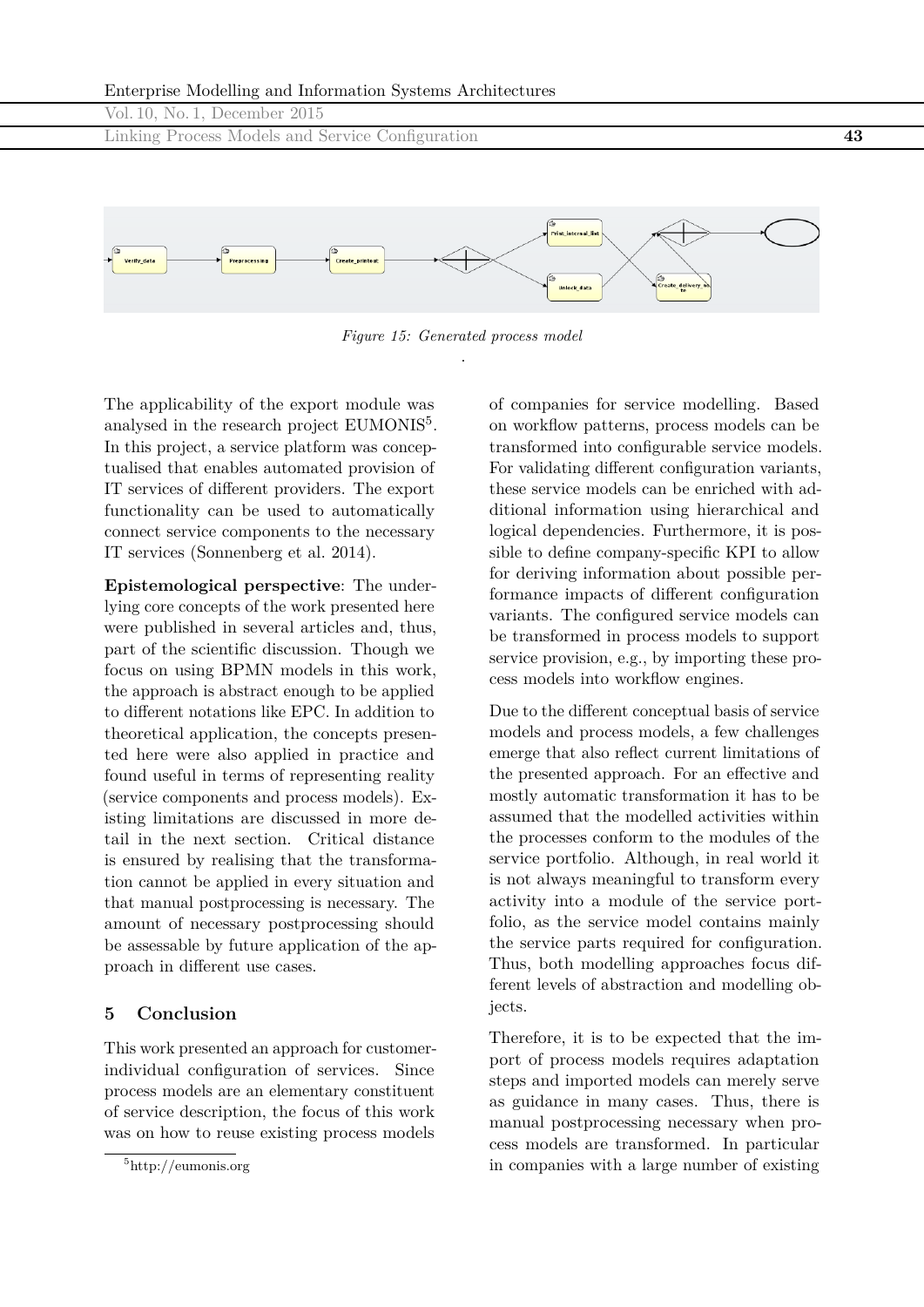*Figure 15: Generated process model*

The applicability of the export module was analysed in the research project EUMONIS[5]. In this project, a service platform was conceptualised that enables automated provision of IT services of different providers. The export functionality can be used to automatically connect service components to the necessary IT services (Sonnenberg et al. 2014).

**Epistemological perspective**: The underlying core concepts of the work presented here were published in several articles and, thus, part of the scientific discussion. Though we focus on using BPMN models in this work, the approach is abstract enough to be applied to different notations like EPC. In addition to theoretical application, the concepts presented here were also applied in practice and found useful in terms of representing reality (service components and process models). Existing limitations are discussed in more detail in the next section. Critical distance is ensured by realising that the transformation cannot be applied in every situation and that manual postprocessing is necessary. The amount of necessary postprocessing should be assessable by future application of the approach in different use cases.

## 5 Conclusion

This work presented an approach for customer-individual configuration of services. Since process models are an elementary constituent of service description, the focus of this work was on how to reuse existing process models of companies for service modelling. Based on workflow patterns, process models can be transformed into configurable service models. For validating different configuration variants, these service models can be enriched with additional information using hierarchical and logical dependencies. Furthermore, it is possible to define company-specific KPI to allow for deriving information about possible performance impacts of different configuration variants. The configured service models can be transformed in process models to support service provision, e.g., by importing these process models into workflow engines.

Due to the different conceptual basis of service models and process models, a few challenges emerge that also reflect current limitations of the presented approach. For an effective and mostly automatic transformation it has to be assumed that the modelled activities within the processes conform to the modules of the service portfolio. Although, in real world it is not always meaningful to transform every activity into a module of the service portfolio, as the service model contains mainly the service parts required for configuration. Thus, both modelling approaches focus different levels of abstraction and modelling objects.

Therefore, it is to be expected that the import of process models requires adaptation steps and imported models can merely serve as guidance in many cases. Thus, there is manual postprocessing necessary when process models are transformed. In particular in companies with a large number of existing

[5] http://eumonis.org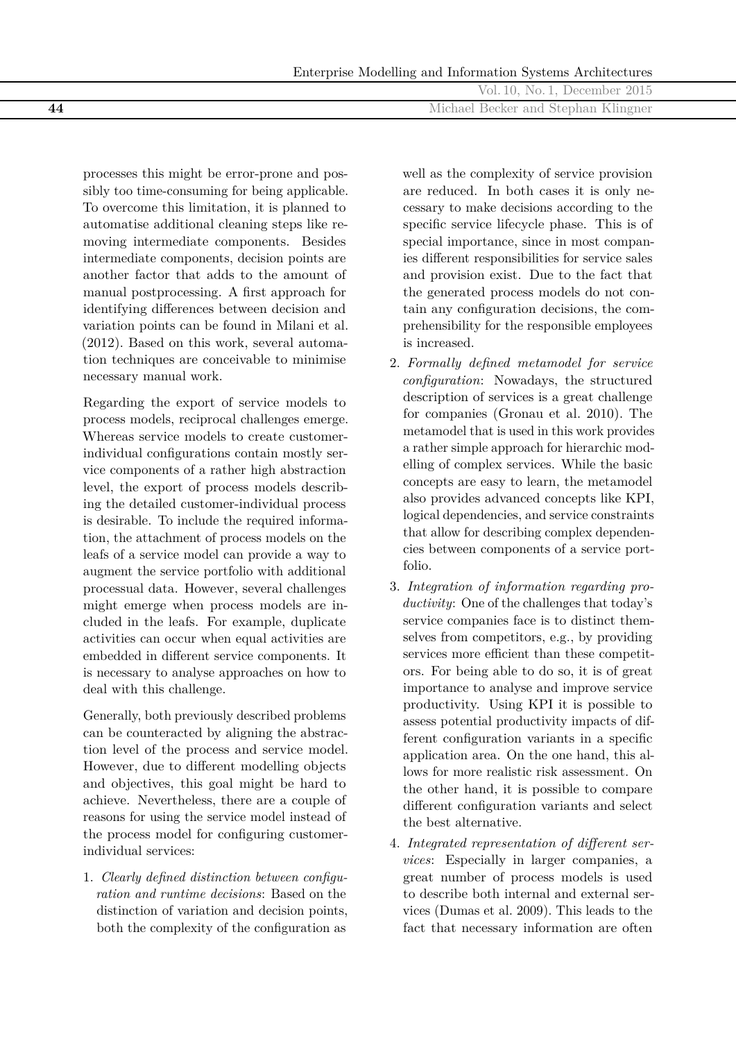processes this might be error-prone and possibly too time-consuming for being applicable. To overcome this limitation, it is planned to automatise additional cleaning steps like removing intermediate components. Besides intermediate components, decision points are another factor that adds to the amount of manual postprocessing. A first approach for identifying differences between decision and variation points can be found in Milani et al. (2012). Based on this work, several automation techniques are conceivable to minimise necessary manual work.

Regarding the export of service models to process models, reciprocal challenges emerge. Whereas service models to create customer-individual configurations contain mostly service components of a rather high abstraction level, the export of process models describing the detailed customer-individual process is desirable. To include the required information, the attachment of process models on the leafs of a service model can provide a way to augment the service portfolio with additional processual data. However, several challenges might emerge when process models are included in the leafs. For example, duplicate activities can occur when equal activities are embedded in different service components. It is necessary to analyse approaches on how to deal with this challenge.

Generally, both previously described problems can be counteracted by aligning the abstraction level of the process and service model. However, due to different modelling objects and objectives, this goal might be hard to achieve. Nevertheless, there are a couple of reasons for using the service model instead of the process model for configuring customer-individual services:

1. *Clearly defined distinction between configuration and runtime decisions*: Based on the distinction of variation and decision points, both the complexity of the configuration as well as the complexity of service provision are reduced. In both cases it is only necessary to make decisions according to the specific service lifecycle phase. This is of special importance, since in most companies different responsibilities for service sales and provision exist. Due to the fact that the generated process models do not contain any configuration decisions, the comprehensibility for the responsible employees is increased.
2. *Formally defined metamodel for service configuration*: Nowadays, the structured description of services is a great challenge for companies (Gronau et al. 2010). The metamodel that is used in this work provides a rather simple approach for hierarchic modelling of complex services. While the basic concepts are easy to learn, the metamodel also provides advanced concepts like KPI, logical dependencies, and service constraints that allow for describing complex dependencies between components of a service portfolio.
3. *Integration of information regarding productivity*: One of the challenges that today's service companies face is to distinct themselves from competitors, e.g., by providing services more efficient than these competitors. For being able to do so, it is of great importance to analyse and improve service productivity. Using KPI it is possible to assess potential productivity impacts of different configuration variants in a specific application area. On the one hand, this allows for more realistic risk assessment. On the other hand, it is possible to compare different configuration variants and select the best alternative.
4. *Integrated representation of different services*: Especially in larger companies, a great number of process models is used to describe both internal and external services (Dumas et al. 2009). This leads to the fact that necessary information are often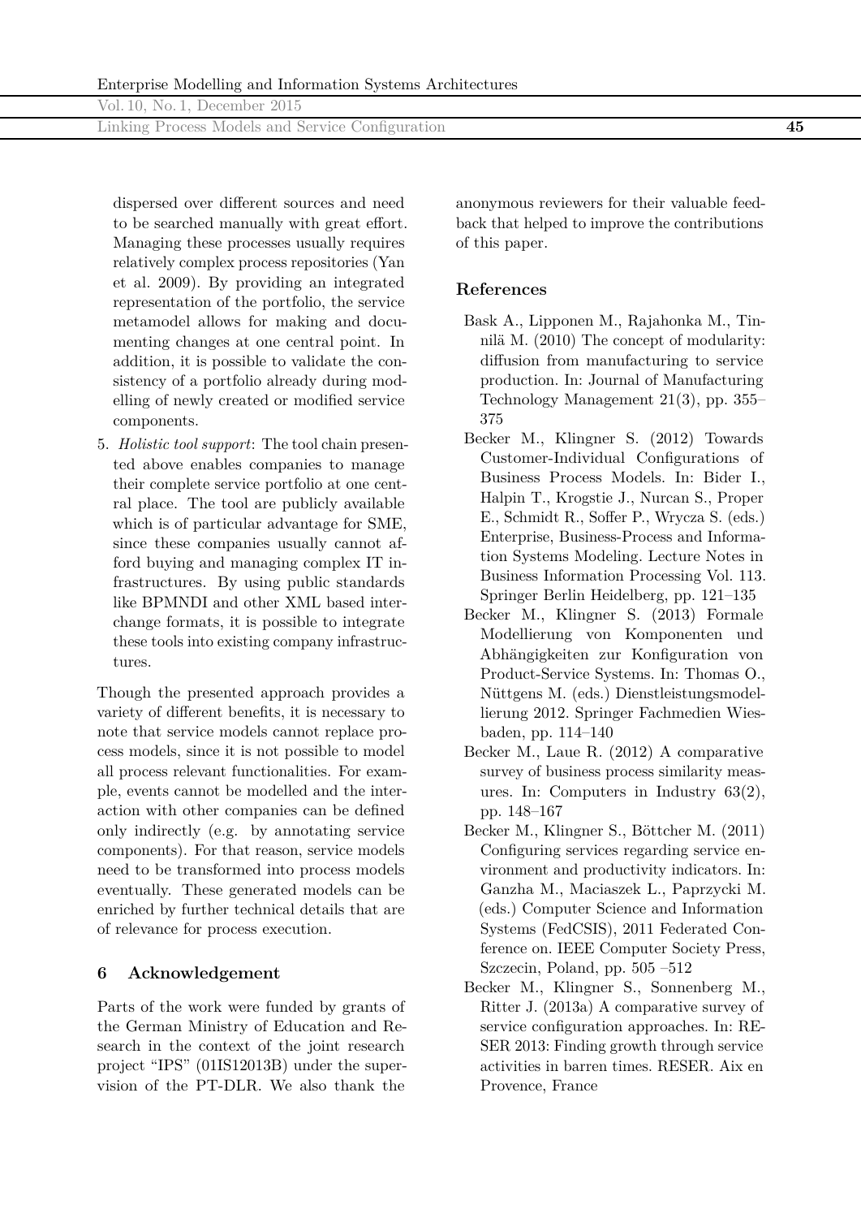dispersed over different sources and need to be searched manually with great effort. Managing these processes usually requires relatively complex process repositories (Yan et al. 2009). By providing an integrated representation of the portfolio, the service metamodel allows for making and documenting changes at one central point. In addition, it is possible to validate the consistency of a portfolio already during modelling of newly created or modified service components.

5. *Holistic tool support*: The tool chain presented above enables companies to manage their complete service portfolio at one central place. The tool are publicly available which is of particular advantage for SME, since these companies usually cannot afford buying and managing complex IT infrastructures. By using public standards like BPMNDI and other XML based interchange formats, it is possible to integrate these tools into existing company infrastructures.

Though the presented approach provides a variety of different benefits, it is necessary to note that service models cannot replace process models, since it is not possible to model all process relevant functionalities. For example, events cannot be modelled and the interaction with other companies can be defined only indirectly (e.g. by annotating service components). For that reason, service models need to be transformed into process models eventually. These generated models can be enriched by further technical details that are of relevance for process execution.

## 6 Acknowledgement

Parts of the work were funded by grants of the German Ministry of Education and Research in the context of the joint research project "IPS" (01IS12013B) under the supervision of the PT-DLR. We also thank the anonymous reviewers for their valuable feedback that helped to improve the contributions of this paper.

## References

Bask A., Lipponen M., Rajahonka M., Tinnilä M. (2010) The concept of modularity: diffusion from manufacturing to service production. In: Journal of Manufacturing Technology Management 21(3), pp. 355–375

Becker M., Klingner S. (2012) Towards Customer-Individual Configurations of Business Process Models. In: Bider I., Halpin T., Krogstie J., Nurcan S., Proper E., Schmidt R., Soffer P., Wrycza S. (eds.) Enterprise, Business-Process and Information Systems Modeling. Lecture Notes in Business Information Processing Vol. 113. Springer Berlin Heidelberg, pp. 121–135

Becker M., Klingner S. (2013) Formale Modellierung von Komponenten und Abhängigkeiten zur Konfiguration von Product-Service Systems. In: Thomas O., Nüttgens M. (eds.) Dienstleistungsmodellierung 2012. Springer Fachmedien Wiesbaden, pp. 114–140

Becker M., Laue R. (2012) A comparative survey of business process similarity measures. In: Computers in Industry 63(2), pp. 148–167

Becker M., Klingner S., Böttcher M. (2011) Configuring services regarding service environment and productivity indicators. In: Ganzha M., Maciaszek L., Paprzycki M. (eds.) Computer Science and Information Systems (FedCSIS), 2011 Federated Conference on. IEEE Computer Society Press, Szczecin, Poland, pp. 505 –512

Becker M., Klingner S., Sonnenberg M., Ritter J. (2013a) A comparative survey of service configuration approaches. In: RESER 2013: Finding growth through service activities in barren times. RESER. Aix en Provence, France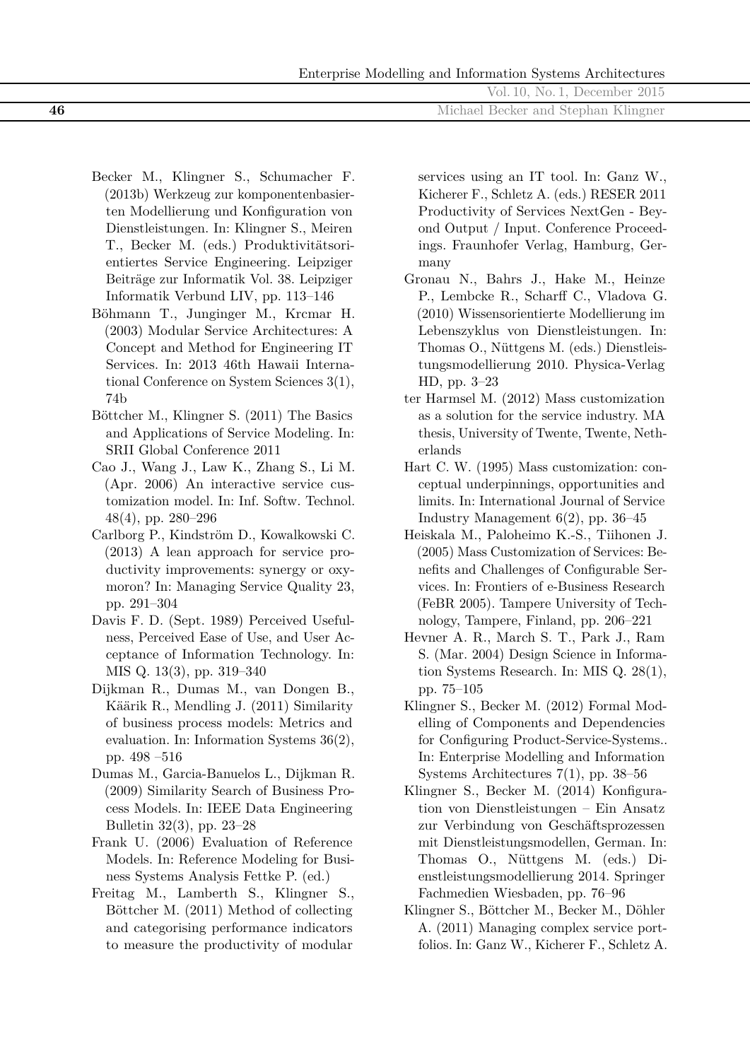Becker M., Klingner S., Schumacher F. (2013b) Werkzeug zur komponentenbasierten Modellierung und Konfiguration von Dienstleistungen. In: Klingner S., Meiren T., Becker M. (eds.) Produktivitätsorientiertes Service Engineering. Leipziger Beiträge zur Informatik Vol. 38. Leipziger Informatik Verbund LIV, pp. 113–146

Böhmann T., Junginger M., Krcmar H. (2003) Modular Service Architectures: A Concept and Method for Engineering IT Services. In: 2013 46th Hawaii International Conference on System Sciences 3(1), 74b

Böttcher M., Klingner S. (2011) The Basics and Applications of Service Modeling. In: SRII Global Conference 2011

Cao J., Wang J., Law K., Zhang S., Li M. (Apr. 2006) An interactive service customization model. In: Inf. Softw. Technol. 48(4), pp. 280–296

Carlborg P., Kindström D., Kowalkowski C. (2013) A lean approach for service productivity improvements: synergy or oxymoron? In: Managing Service Quality 23, pp. 291–304

Davis F. D. (Sept. 1989) Perceived Usefulness, Perceived Ease of Use, and User Acceptance of Information Technology. In: MIS Q. 13(3), pp. 319–340

Dijkman R., Dumas M., van Dongen B., Käärik R., Mendling J. (2011) Similarity of business process models: Metrics and evaluation. In: Information Systems 36(2), pp. 498 –516

Dumas M., Garcia-Banuelos L., Dijkman R. (2009) Similarity Search of Business Process Models. In: IEEE Data Engineering Bulletin 32(3), pp. 23–28

Frank U. (2006) Evaluation of Reference Models. In: Reference Modeling for Business Systems Analysis Fettke P. (ed.)

Freitag M., Lamberth S., Klingner S., Böttcher M. (2011) Method of collecting and categorising performance indicators to measure the productivity of modular services using an IT tool. In: Ganz W., Kicherer F., Schletz A. (eds.) RESER 2011 Productivity of Services NextGen - Beyond Output / Input. Conference Proceedings. Fraunhofer Verlag, Hamburg, Germany

Gronau N., Bahrs J., Hake M., Heinze P., Lembcke R., Scharff C., Vladova G. (2010) Wissensorientierte Modellierung im Lebenszyklus von Dienstleistungen. In: Thomas O., Nüttgens M. (eds.) Dienstleistungsmodellierung 2010. Physica-Verlag HD, pp. 3–23

ter Harmsel M. (2012) Mass customization as a solution for the service industry. MA thesis, University of Twente, Twente, Netherlands

Hart C. W. (1995) Mass customization: conceptual underpinnings, opportunities and limits. In: International Journal of Service Industry Management 6(2), pp. 36–45

Heiskala M., Paloheimo K.-S., Tiihonen J. (2005) Mass Customization of Services: Benefits and Challenges of Configurable Services. In: Frontiers of e-Business Research (FeBR 2005). Tampere University of Technology, Tampere, Finland, pp. 206–221

Hevner A. R., March S. T., Park J., Ram S. (Mar. 2004) Design Science in Information Systems Research. In: MIS Q. 28(1), pp. 75–105

Klingner S., Becker M. (2012) Formal Modelling of Components and Dependencies for Configuring Product-Service-Systems.. In: Enterprise Modelling and Information Systems Architectures 7(1), pp. 38–56

Klingner S., Becker M. (2014) Konfiguration von Dienstleistungen – Ein Ansatz zur Verbindung von Geschäftsprozessen mit Dienstleistungsmodellen, German. In: Thomas O., Nüttgens M. (eds.) Dienstleistungsmodellierung 2014. Springer Fachmedien Wiesbaden, pp. 76–96

Klingner S., Böttcher M., Becker M., Döhler A. (2011) Managing complex service portfolios. In: Ganz W., Kicherer F., Schletz A.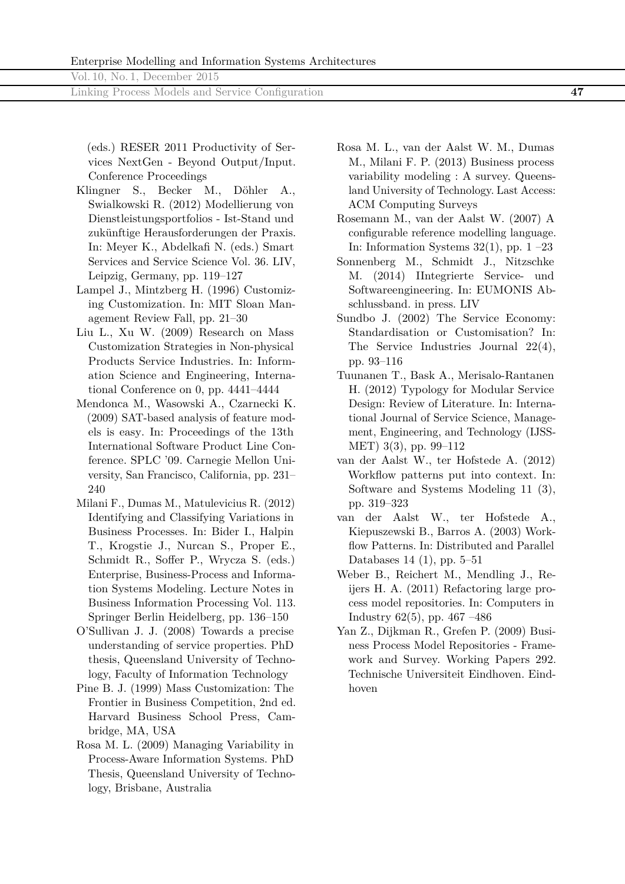(eds.) RESER 2011 Productivity of Services NextGen - Beyond Output/Input. Conference Proceedings

Klingner S., Becker M., Döhler A., Swialkowski R. (2012) Modellierung von Dienstleistungsportfolios - Ist-Stand und zukünftige Herausforderungen der Praxis. In: Meyer K., Abdelkafi N. (eds.) Smart Services and Service Science Vol. 36. LIV, Leipzig, Germany, pp. 119–127

Lampel J., Mintzberg H. (1996) Customizing Customization. In: MIT Sloan Management Review Fall, pp. 21–30

Liu L., Xu W. (2009) Research on Mass Customization Strategies in Non-physical Products Service Industries. In: Information Science and Engineering, International Conference on 0, pp. 4441–4444

Mendonca M., Wasowski A., Czarnecki K. (2009) SAT-based analysis of feature models is easy. In: Proceedings of the 13th International Software Product Line Conference. SPLC '09. Carnegie Mellon University, San Francisco, California, pp. 231–240

Milani F., Dumas M., Matulevicius R. (2012) Identifying and Classifying Variations in Business Processes. In: Bider I., Halpin T., Krogstie J., Nurcan S., Proper E., Schmidt R., Soffer P., Wrycza S. (eds.) Enterprise, Business-Process and Information Systems Modeling. Lecture Notes in Business Information Processing Vol. 113. Springer Berlin Heidelberg, pp. 136–150

O'Sullivan J. J. (2008) Towards a precise understanding of service properties. PhD thesis, Queensland University of Technology, Faculty of Information Technology

Pine B. J. (1999) Mass Customization: The Frontier in Business Competition, 2nd ed. Harvard Business School Press, Cambridge, MA, USA

Rosa M. L. (2009) Managing Variability in Process-Aware Information Systems. PhD Thesis, Queensland University of Technology, Brisbane, Australia

Rosa M. L., van der Aalst W. M., Dumas M., Milani F. P. (2013) Business process variability modeling : A survey. Queensland University of Technology. Last Access: ACM Computing Surveys

Rosemann M., van der Aalst W. (2007) A configurable reference modelling language. In: Information Systems 32(1), pp. 1 –23

Sonnenberg M., Schmidt J., Nitzschke M. (2014) IIntegrierte Service- und Softwareengineering. In: EUMONIS Abschlussband. in press. LIV

Sundbo J. (2002) The Service Economy: Standardisation or Customisation? In: The Service Industries Journal 22(4), pp. 93–116

Tuunanen T., Bask A., Merisalo-Rantanen H. (2012) Typology for Modular Service Design: Review of Literature. In: International Journal of Service Science, Management, Engineering, and Technology (IJSSMET) 3(3), pp. 99–112

van der Aalst W., ter Hofstede A. (2012) Workflow patterns put into context. In: Software and Systems Modeling 11 (3), pp. 319–323

van der Aalst W., ter Hofstede A., Kiepuszewski B., Barros A. (2003) Workflow Patterns. In: Distributed and Parallel Databases 14 (1), pp. 5–51

Weber B., Reichert M., Mendling J., Reijers H. A. (2011) Refactoring large process model repositories. In: Computers in Industry 62(5), pp. 467 –486

Yan Z., Dijkman R., Grefen P. (2009) Business Process Model Repositories - Framework and Survey. Working Papers 292. Technische Universiteit Eindhoven. Eindhoven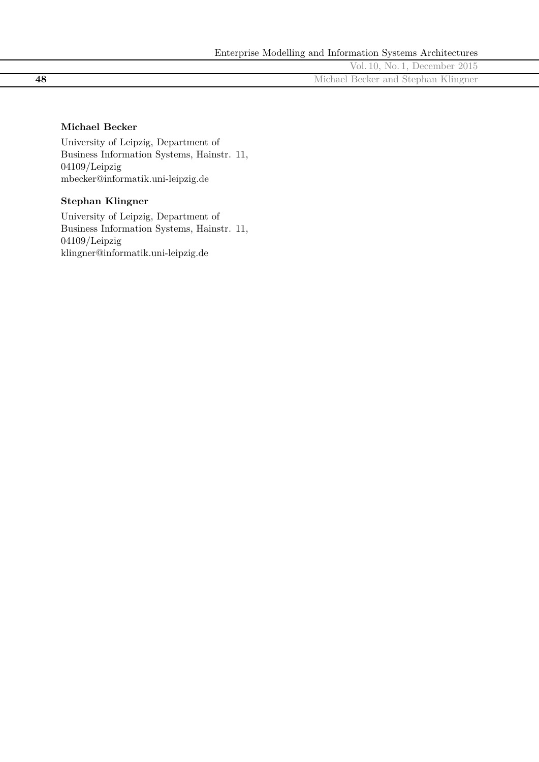**Michael Becker**

University of Leipzig, Department of Business Information Systems, Hainstr. 11, 04109/Leipzig
mbecker@informatik.uni-leipzig.de

**Stephan Klingner**

University of Leipzig, Department of Business Information Systems, Hainstr. 11, 04109/Leipzig
klingner@informatik.uni-leipzig.de